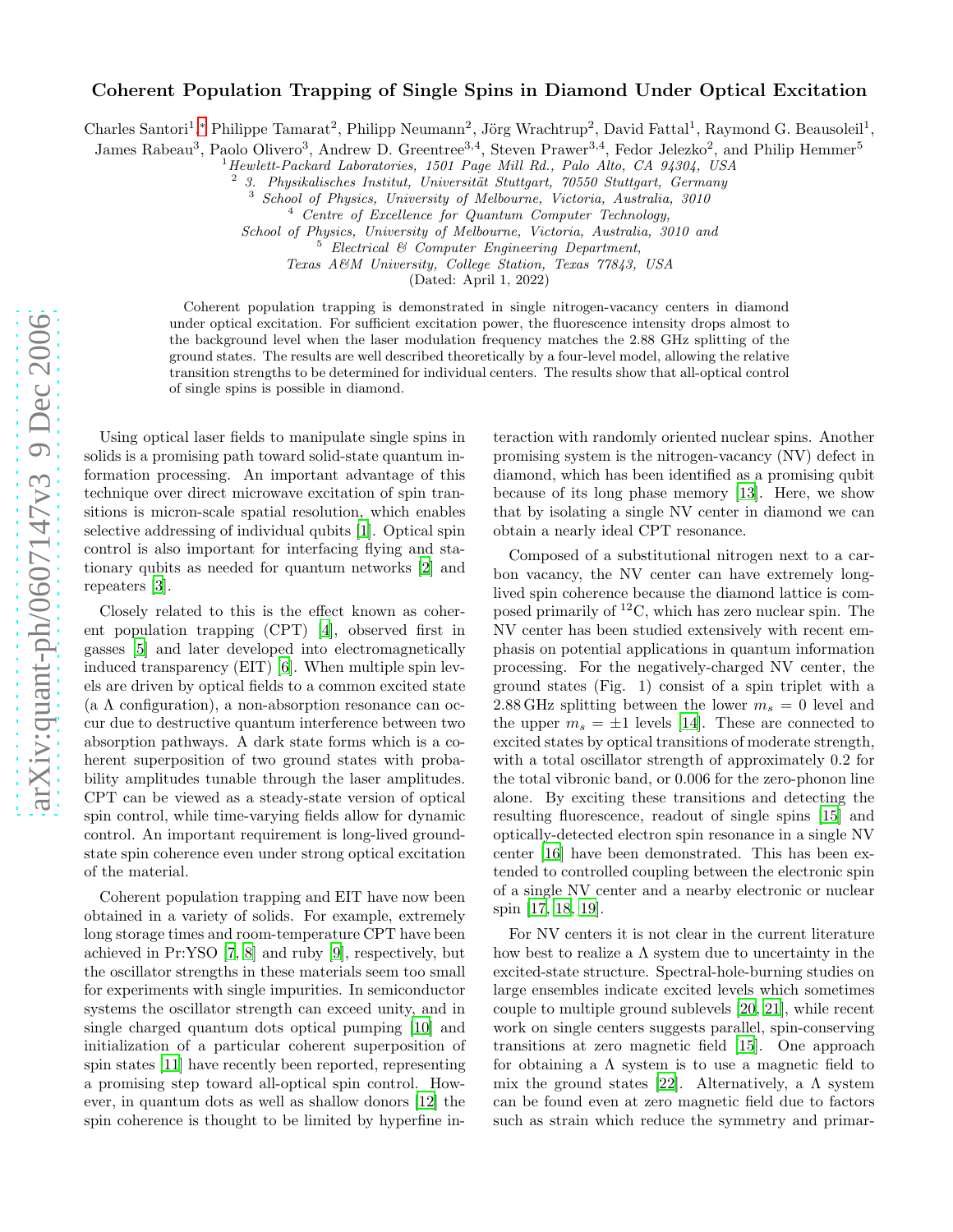# Coherent Population Trapping of Single Spins in Diamond Under Optical Excitation

Charles Santori[1,*], Philippe Tamarat[2], Philipp Neumann[2], Jörg Wrachtrup[2], David Fattal[1], Raymond G. Beausoleil[1], James Rabeau[3], Paolo Olivero[3], Andrew D. Greentree[3,4], Steven Prawer[3,4], Fedor Jelezko[2], and Philip Hemmer[5]

[1] *Hewlett-Packard Laboratories, 1501 Page Mill Rd., Palo Alto, CA 94304, USA*
[2] *3. Physikalisches Institut, Universität Stuttgart, 70550 Stuttgart, Germany*
[3] *School of Physics, University of Melbourne, Victoria, Australia, 3010*
[4] *Centre of Excellence for Quantum Computer Technology, School of Physics, University of Melbourne, Victoria, Australia, 3010 and*
[5] *Electrical & Computer Engineering Department, Texas A&M University, College Station, Texas 77843, USA*

(Dated: April 1, 2022)

Coherent population trapping is demonstrated in single nitrogen-vacancy centers in diamond under optical excitation. For sufficient excitation power, the fluorescence intensity drops almost to the background level when the laser modulation frequency matches the 2.88 GHz splitting of the ground states. The results are well described theoretically by a four-level model, allowing the relative transition strengths to be determined for individual centers. The results show that all-optical control of single spins is possible in diamond.

Using optical laser fields to manipulate single spins in solids is a promising path toward solid-state quantum information processing. An important advantage of this technique over direct microwave excitation of spin transitions is micron-scale spatial resolution, which enables selective addressing of individual qubits [1]. Optical spin control is also important for interfacing flying and stationary qubits as needed for quantum networks [2] and repeaters [3].

Closely related to this is the effect known as coherent population trapping (CPT) [4], observed first in gasses [5] and later developed into electromagnetically induced transparency (EIT) [6]. When multiple spin levels are driven by optical fields to a common excited state (a $\Lambda$ configuration), a non-absorption resonance can occur due to destructive quantum interference between two absorption pathways. A dark state forms which is a coherent superposition of two ground states with probability amplitudes tunable through the laser amplitudes. CPT can be viewed as a steady-state version of optical spin control, while time-varying fields allow for dynamic control. An important requirement is long-lived ground-state spin coherence even under strong optical excitation of the material.

Coherent population trapping and EIT have now been obtained in a variety of solids. For example, extremely long storage times and room-temperature CPT have been achieved in Pr:YSO [7, 8] and ruby [9], respectively, but the oscillator strengths in these materials seem too small for experiments with single impurities. In semiconductor systems the oscillator strength can exceed unity, and in single charged quantum dots optical pumping [10] and initialization of a particular coherent superposition of spin states [11] have recently been reported, representing a promising step toward all-optical spin control. However, in quantum dots as well as shallow donors [12] the spin coherence is thought to be limited by hyperfine interaction with randomly oriented nuclear spins. Another promising system is the nitrogen-vacancy (NV) defect in diamond, which has been identified as a promising qubit because of its long phase memory [13]. Here, we show that by isolating a single NV center in diamond we can obtain a nearly ideal CPT resonance.

Composed of a substitutional nitrogen next to a carbon vacancy, the NV center can have extremely long-lived spin coherence because the diamond lattice is composed primarily of $^{12}$C, which has zero nuclear spin. The NV center has been studied extensively with recent emphasis on potential applications in quantum information processing. For the negatively-charged NV center, the ground states (Fig. 1) consist of a spin triplet with a 2.88 GHz splitting between the lower $m_s = 0$ level and the upper $m_s = \pm 1$ levels [14]. These are connected to excited states by optical transitions of moderate strength, with a total oscillator strength of approximately 0.2 for the total vibronic band, or 0.006 for the zero-phonon line alone. By exciting these transitions and detecting the resulting fluorescence, readout of single spins [15] and optically-detected electron spin resonance in a single NV center [16] have been demonstrated. This has been extended to controlled coupling between the electronic spin of a single NV center and a nearby electronic or nuclear spin [17, 18, 19].

For NV centers it is not clear in the current literature how best to realize a $\Lambda$ system due to uncertainty in the excited-state structure. Spectral-hole-burning studies on large ensembles indicate excited levels which sometimes couple to multiple ground sublevels [20, 21], while recent work on single centers suggests parallel, spin-conserving transitions at zero magnetic field [15]. One approach for obtaining a $\Lambda$ system is to use a magnetic field to mix the ground states [22]. Alternatively, a $\Lambda$ system can be found even at zero magnetic field due to factors such as strain which reduce the symmetry and primar-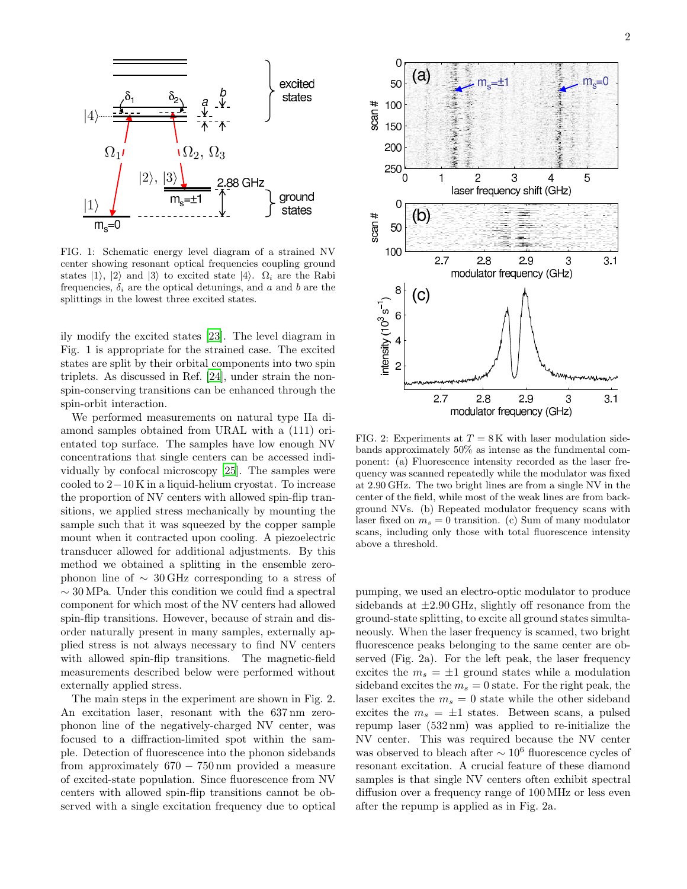FIG. 1: Schematic energy level diagram of a strained NV center showing resonant optical frequencies coupling ground states $|1\rangle$, $|2\rangle$ and $|3\rangle$ to excited state $|4\rangle$. $\Omega_i$ are the Rabi frequencies, $\delta_i$ are the optical detunings, and $a$ and $b$ are the splittings in the lowest three excited states.

ily modify the excited states [23]. The level diagram in Fig. 1 is appropriate for the strained case. The excited states are split by their orbital components into two spin triplets. As discussed in Ref. [24], under strain the non-spin-conserving transitions can be enhanced through the spin-orbit interaction.

We performed measurements on natural type IIa diamond samples obtained from URAL with a (111) orientated top surface. The samples have low enough NV concentrations that single centers can be accessed individually by confocal microscopy [25]. The samples were cooled to $2-10\,\mathrm{K}$ in a liquid-helium cryostat. To increase the proportion of NV centers with allowed spin-flip transitions, we applied stress mechanically by mounting the sample such that it was squeezed by the copper sample mount when it contracted upon cooling. A piezoelectric transducer allowed for additional adjustments. By this method we obtained a splitting in the ensemble zero-phonon line of $\sim 30\,\mathrm{GHz}$ corresponding to a stress of $\sim 30\,\mathrm{MPa}$. Under this condition we could find a spectral component for which most of the NV centers had allowed spin-flip transitions. However, because of strain and disorder naturally present in many samples, externally applied stress is not always necessary to find NV centers with allowed spin-flip transitions. The magnetic-field measurements described below were performed without externally applied stress.

The main steps in the experiment are shown in Fig. 2. An excitation laser, resonant with the 637 nm zero-phonon line of the negatively-charged NV center, was focused to a diffraction-limited spot within the sample. Detection of fluorescence into the phonon sidebands from approximately $670-750\,\mathrm{nm}$ provided a measure of excited-state population. Since fluorescence from NV centers with allowed spin-flip transitions cannot be observed with a single excitation frequency due to optical

FIG. 2: Experiments at $T = 8\,\mathrm{K}$ with laser modulation sidebands approximately 50% as intense as the fundamental component: (a) Fluorescence intensity recorded as the laser frequency was scanned repeatedly while the modulator was fixed at 2.90 GHz. The two bright lines are from a single NV in the center of the field, while most of the weak lines are from background NVs. (b) Repeated modulator frequency scans with laser fixed on $m_s = 0$ transition. (c) Sum of many modulator scans, including only those with total fluorescence intensity above a threshold.

pumping, we used an electro-optic modulator to produce sidebands at $\pm 2.90\,\mathrm{GHz}$, slightly off resonance from the ground-state splitting, to excite all ground states simultaneously. When the laser frequency is scanned, two bright fluorescence peaks belonging to the same center are observed (Fig. 2a). For the left peak, the laser frequency excites the $m_s = \pm 1$ ground states while a modulation sideband excites the $m_s = 0$ state. For the right peak, the laser excites the $m_s = 0$ state while the other sideband excites the $m_s = \pm 1$ states. Between scans, a pulsed repump laser (532 nm) was applied to re-initialize the NV center. This was required because the NV center was observed to bleach after $\sim 10^6$ fluorescence cycles of resonant excitation. A crucial feature of these diamond samples is that single NV centers often exhibit spectral diffusion over a frequency range of 100 MHz or less even after the repump is applied as in Fig. 2a.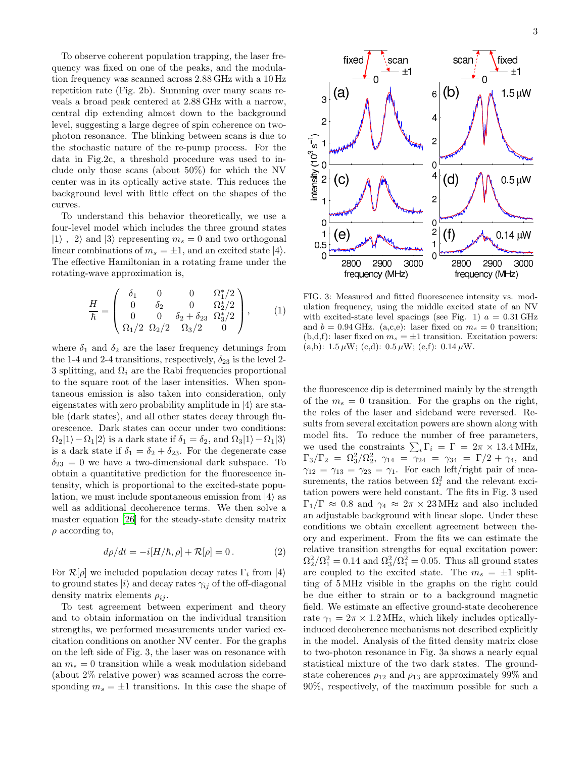To observe coherent population trapping, the laser frequency was fixed on one of the peaks, and the modulation frequency was scanned across 2.88 GHz with a 10 Hz repetition rate (Fig. 2b). Summing over many scans reveals a broad peak centered at 2.88 GHz with a narrow, central dip extending almost down to the background level, suggesting a large degree of spin coherence on two-photon resonance. The blinking between scans is due to the stochastic nature of the re-pump process. For the data in Fig.2c, a threshold procedure was used to include only those scans (about 50%) for which the NV center was in its optically active state. This reduces the background level with little effect on the shapes of the curves.

To understand this behavior theoretically, we use a four-level model which includes the three ground states $|1\rangle$ , $|2\rangle$ and $|3\rangle$ representing $m_s = 0$ and two orthogonal linear combinations of $m_s = \pm 1$, and an excited state $|4\rangle$. The effective Hamiltonian in a rotating frame under the rotating-wave approximation is,

$$\frac{H}{\hbar} = \begin{pmatrix} \delta_1 & 0 & 0 & \Omega_1^*/2 \\ 0 & \delta_2 & 0 & \Omega_2^*/2 \\ 0 & 0 & \delta_2 + \delta_{23} & \Omega_3^*/2 \\ \Omega_1/2 & \Omega_2/2 & \Omega_3/2 & 0 \end{pmatrix}, \qquad (1)$$

where $\delta_1$ and $\delta_2$ are the laser frequency detunings from the 1-4 and 2-4 transitions, respectively, $\delta_{23}$ is the level 2-3 splitting, and $\Omega_i$ are the Rabi frequencies proportional to the square root of the laser intensities. When spontaneous emission is also taken into consideration, only eigenstates with zero probability amplitude in $|4\rangle$ are stable (dark states), and all other states decay through fluorescence. Dark states can occur under two conditions: $\Omega_2|1\rangle - \Omega_1|2\rangle$ is a dark state if $\delta_1 = \delta_2$, and $\Omega_3|1\rangle - \Omega_1|3\rangle$ is a dark state if $\delta_1 = \delta_2 + \delta_{23}$. For the degenerate case $\delta_{23} = 0$ we have a two-dimensional dark subspace. To obtain a quantitative prediction for the fluorescence intensity, which is proportional to the excited-state population, we must include spontaneous emission from $|4\rangle$ as well as additional decoherence terms. We then solve a master equation [26] for the steady-state density matrix $\rho$ according to,

$$d\rho/dt = -i[H/\hbar, \rho] + \mathcal{R}[\rho] = 0\,. \qquad (2)$$

For $\mathcal{R}[\rho]$ we included population decay rates $\Gamma_i$ from $|4\rangle$ to ground states $|i\rangle$ and decay rates $\gamma_{ij}$ of the off-diagonal density matrix elements $\rho_{ij}$.

To test agreement between experiment and theory and to obtain information on the individual transition strengths, we performed measurements under varied excitation conditions on another NV center. For the graphs on the left side of Fig. 3, the laser was on resonance with an $m_s = 0$ transition while a weak modulation sideband (about 2% relative power) was scanned across the corresponding $m_s = \pm 1$ transitions. In this case the shape of the fluorescence dip is determined mainly by the strength of the $m_s = 0$ transition. For the graphs on the right, the roles of the laser and sideband were reversed. Results from several excitation powers are shown along with model fits. To reduce the number of free parameters, we used the constraints $\sum_i \Gamma_i = \Gamma = 2\pi \times 13.4\,\text{MHz}$, $\Gamma_3/\Gamma_2 = \Omega_3^2/\Omega_2^2$, $\gamma_{14} = \gamma_{24} = \gamma_{34} = \Gamma/2 + \gamma_4$, and $\gamma_{12} = \gamma_{13} = \gamma_{23} = \gamma_1$. For each left/right pair of measurements, the ratios between $\Omega_i^2$ and the relevant excitation powers were held constant. The fits in Fig. 3 used $\Gamma_1/\Gamma \approx 0.8$ and $\gamma_4 \approx 2\pi \times 23\,\text{MHz}$ and also included an adjustable background with linear slope. Under these conditions we obtain excellent agreement between theory and experiment. From the fits we can estimate the relative transition strengths for equal excitation power: $\Omega_2^2/\Omega_1^2 = 0.14$ and $\Omega_3^2/\Omega_1^2 = 0.05$. Thus all ground states are coupled to the excited state. The $m_s = \pm 1$ splitting of 5 MHz visible in the graphs on the right could be due either to strain or to a background magnetic field. We estimate an effective ground-state decoherence rate $\gamma_1 = 2\pi \times 1.2\,\text{MHz}$, which likely includes optically-induced decoherence mechanisms not described explicitly in the model. Analysis of the fitted density matrix close to two-photon resonance in Fig. 3a shows a nearly equal statistical mixture of the two dark states. The ground-state coherences $\rho_{12}$ and $\rho_{13}$ are approximately 99% and 90%, respectively, of the maximum possible for such a

FIG. 3: Measured and fitted fluorescence intensity vs. modulation frequency, using the middle excited state of an NV with excited-state level spacings (see Fig. 1) $a = 0.31\,\text{GHz}$ and $b = 0.94\,\text{GHz}$. (a,c,e): laser fixed on $m_s = 0$ transition; (b,d,f): laser fixed on $m_s = \pm 1$ transition. Excitation powers: (a,b): 1.5 μW; (c,d): 0.5 μW; (e,f): 0.14 μW.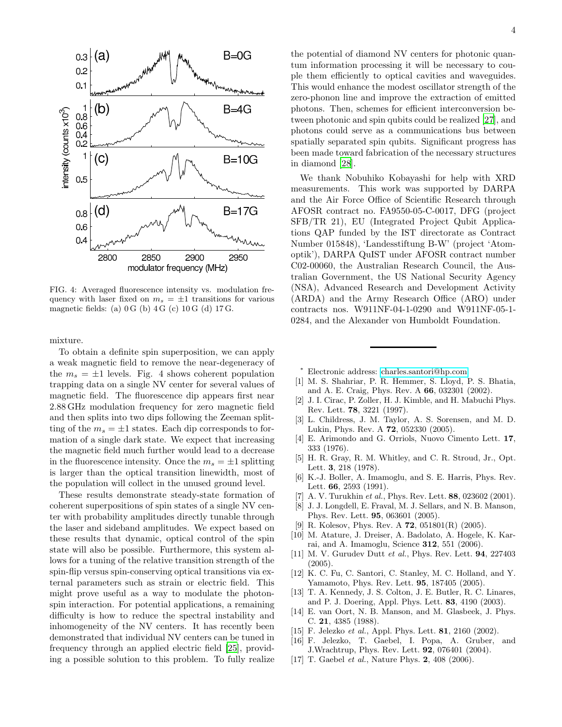FIG. 4: Averaged fluorescence intensity vs. modulation frequency with laser fixed on $m_s = \pm 1$ transitions for various magnetic fields: (a) 0 G (b) 4 G (c) 10 G (d) 17 G.

mixture.

To obtain a definite spin superposition, we can apply a weak magnetic field to remove the near-degeneracy of the $m_s = \pm 1$ levels. Fig. 4 shows coherent population trapping data on a single NV center for several values of magnetic field. The fluorescence dip appears first near 2.88 GHz modulation frequency for zero magnetic field and then splits into two dips following the Zeeman splitting of the $m_s = \pm 1$ states. Each dip corresponds to formation of a single dark state. We expect that increasing the magnetic field much further would lead to a decrease in the fluorescence intensity. Once the $m_s = \pm 1$ splitting is larger than the optical transition linewidth, most of the population will collect in the unused ground level.

These results demonstrate steady-state formation of coherent superpositions of spin states of a single NV center with probability amplitudes directly tunable through the laser and sideband amplitudes. We expect based on these results that dynamic, optical control of the spin state will also be possible. Furthermore, this system allows for a tuning of the relative transition strength of the spin-flip versus spin-conserving optical transitions via external parameters such as strain or electric field. This might prove useful as a way to modulate the photon-spin interaction. For potential applications, a remaining difficulty is how to reduce the spectral instability and inhomogeneity of the NV centers. It has recently been demonstrated that individual NV centers can be tuned in frequency through an applied electric field [25], providing a possible solution to this problem. To fully realize the potential of diamond NV centers for photonic quantum information processing it will be necessary to couple them efficiently to optical cavities and waveguides. This would enhance the modest oscillator strength of the zero-phonon line and improve the extraction of emitted photons. Then, schemes for efficient interconversion between photonic and spin qubits could be realized [27], and photons could serve as a communications bus between spatially separated spin qubits. Significant progress has been made toward fabrication of the necessary structures in diamond [28].

We thank Nobuhiko Kobayashi for help with XRD measurements. This work was supported by DARPA and the Air Force Office of Scientific Research through AFOSR contract no. FA9550-05-C-0017, DFG (project SFB/TR 21), EU (Integrated Project Qubit Applications QAP funded by the IST directorate as Contract Number 015848), 'Landesstiftung B-W' (project 'Atomoptik'), DARPA QuIST under AFOSR contract number C02-00060, the Australian Research Council, the Australian Government, the US National Security Agency (NSA), Advanced Research and Development Activity (ARDA) and the Army Research Office (ARO) under contracts nos. W911NF-04-1-0290 and W911NF-05-1-0284, and the Alexander von Humboldt Foundation.

---

\* Electronic address: charles.santori@hp.com

[1] M. S. Shahriar, P. R. Hemmer, S. Lloyd, P. S. Bhatia, and A. E. Craig, Phys. Rev. A **66**, 032301 (2002).

[2] J. I. Cirac, P. Zoller, H. J. Kimble, and H. Mabuchi Phys. Rev. Lett. **78**, 3221 (1997).

[3] L. Childress, J. M. Taylor, A. S. Sorensen, and M. D. Lukin, Phys. Rev. A **72**, 052330 (2005).

[4] E. Arimondo and G. Orriols, Nuovo Cimento Lett. **17**, 333 (1976).

[5] H. R. Gray, R. M. Whitley, and C. R. Stroud, Jr., Opt. Lett. **3**, 218 (1978).

[6] K.-J. Boller, A. Imamoglu, and S. E. Harris, Phys. Rev. Lett. **66**, 2593 (1991).

[7] A. V. Turukhin *et al.*, Phys. Rev. Lett. **88**, 023602 (2001).

[8] J. J. Longdell, E. Fraval, M. J. Sellars, and N. B. Manson, Phys. Rev. Lett. **95**, 063601 (2005).

[9] R. Kolesov, Phys. Rev. A **72**, 051801(R) (2005).

[10] M. Atature, J. Dreiser, A. Badolato, A. Hogele, K. Karrai, and A. Imamoglu, Science **312**, 551 (2006).

[11] M. V. Gurudev Dutt *et al.*, Phys. Rev. Lett. **94**, 227403 (2005).

[12] K. C. Fu, C. Santori, C. Stanley, M. C. Holland, and Y. Yamamoto, Phys. Rev. Lett. **95**, 187405 (2005).

[13] T. A. Kennedy, J. S. Colton, J. E. Butler, R. C. Linares, and P. J. Doering, Appl. Phys. Lett. **83**, 4190 (2003).

[14] E. van Oort, N. B. Manson, and M. Glasbeek, J. Phys. C. **21**, 4385 (1988).

[15] F. Jelezko *et al.*, Appl. Phys. Lett. **81**, 2160 (2002).

[16] F. Jelezko, T. Gaebel, I. Popa, A. Gruber, and J.Wrachtrup, Phys. Rev. Lett. **92**, 076401 (2004).

[17] T. Gaebel *et al.*, Nature Phys. **2**, 408 (2006).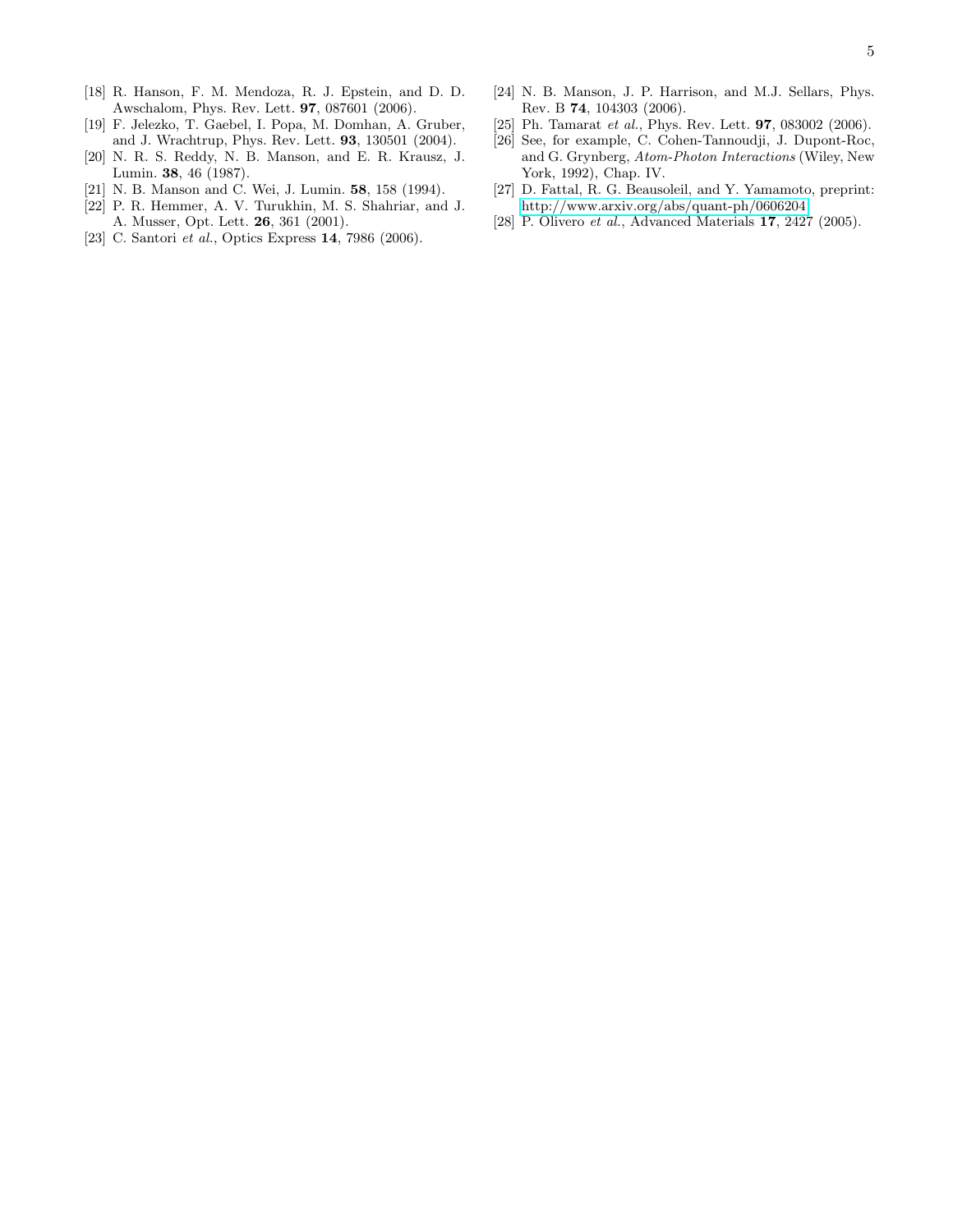[18] R. Hanson, F. M. Mendoza, R. J. Epstein, and D. D. Awschalom, Phys. Rev. Lett. **97**, 087601 (2006).

[19] F. Jelezko, T. Gaebel, I. Popa, M. Domhan, A. Gruber, and J. Wrachtrup, Phys. Rev. Lett. **93**, 130501 (2004).

[20] N. R. S. Reddy, N. B. Manson, and E. R. Krausz, J. Lumin. **38**, 46 (1987).

[21] N. B. Manson and C. Wei, J. Lumin. **58**, 158 (1994).

[22] P. R. Hemmer, A. V. Turukhin, M. S. Shahriar, and J. A. Musser, Opt. Lett. **26**, 361 (2001).

[23] C. Santori *et al.*, Optics Express **14**, 7986 (2006).

[24] N. B. Manson, J. P. Harrison, and M.J. Sellars, Phys. Rev. B **74**, 104303 (2006).

[25] Ph. Tamarat *et al.*, Phys. Rev. Lett. **97**, 083002 (2006).

[26] See, for example, C. Cohen-Tannoudji, J. Dupont-Roc, and G. Grynberg, *Atom-Photon Interactions* (Wiley, New York, 1992), Chap. IV.

[27] D. Fattal, R. G. Beausoleil, and Y. Yamamoto, preprint: http://www.arxiv.org/abs/quant-ph/0606204

[28] P. Olivero *et al.*, Advanced Materials **17**, 2427 (2005).